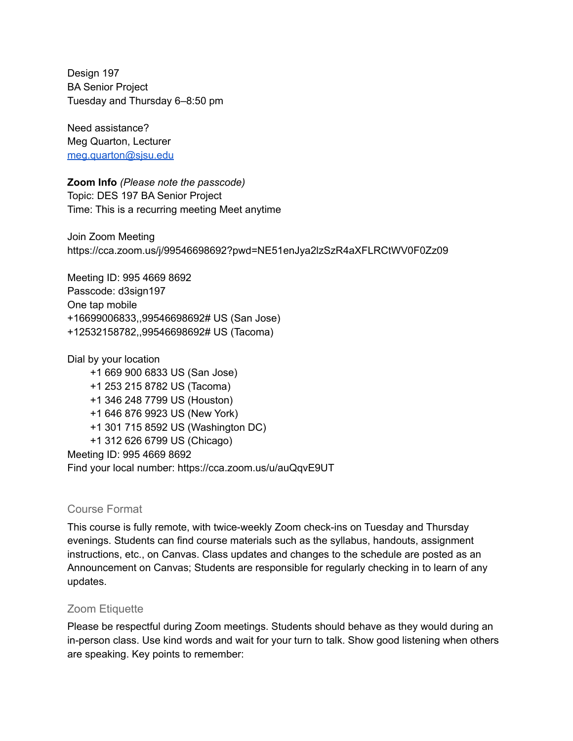Design 197
BA Senior Project
Tuesday and Thursday 6–8:50 pm

Need assistance?
Meg Quarton, Lecturer
meg.quarton@sjsu.edu

**Zoom Info** *(Please note the passcode)*
Topic: DES 197 BA Senior Project
Time: This is a recurring meeting Meet anytime

Join Zoom Meeting
https://cca.zoom.us/j/99546698692?pwd=NE51enJya2lzSzR4aXFLRCtWV0F0Zz09

Meeting ID: 995 4669 8692
Passcode: d3sign197
One tap mobile
+16699006833,,99546698692# US (San Jose)
+12532158782,,99546698692# US (Tacoma)

Dial by your location
- +1 669 900 6833 US (San Jose)
- +1 253 215 8782 US (Tacoma)
- +1 346 248 7799 US (Houston)
- +1 646 876 9923 US (New York)
- +1 301 715 8592 US (Washington DC)
- +1 312 626 6799 US (Chicago)

Meeting ID: 995 4669 8692
Find your local number: https://cca.zoom.us/u/auQqvE9UT

## Course Format

This course is fully remote, with twice-weekly Zoom check-ins on Tuesday and Thursday evenings. Students can find course materials such as the syllabus, handouts, assignment instructions, etc., on Canvas. Class updates and changes to the schedule are posted as an Announcement on Canvas; Students are responsible for regularly checking in to learn of any updates.

## Zoom Etiquette

Please be respectful during Zoom meetings. Students should behave as they would during an in-person class. Use kind words and wait for your turn to talk. Show good listening when others are speaking. Key points to remember: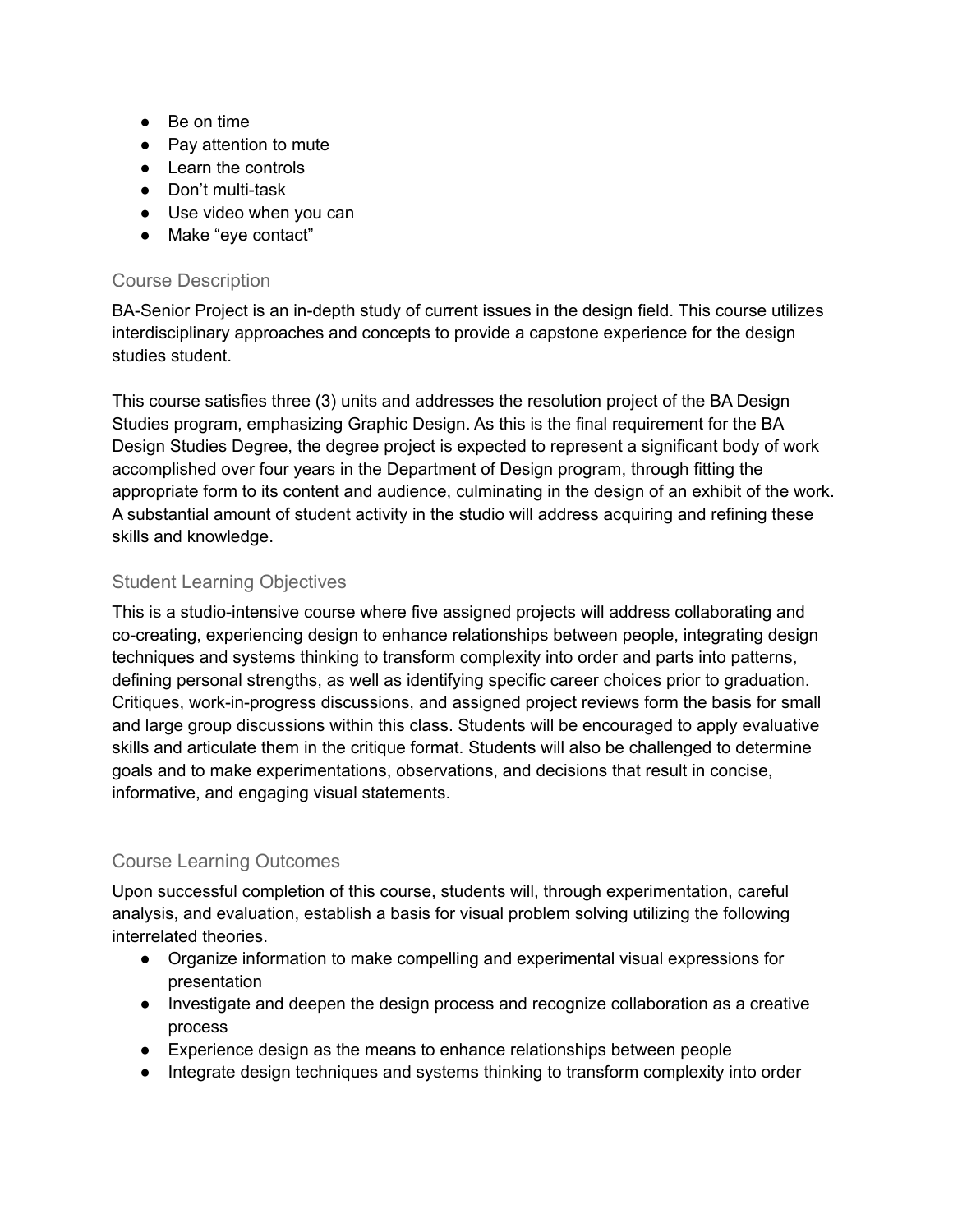- Be on time
- Pay attention to mute
- Learn the controls
- Don't multi-task
- Use video when you can
- Make "eye contact"

## Course Description

BA-Senior Project is an in-depth study of current issues in the design field. This course utilizes interdisciplinary approaches and concepts to provide a capstone experience for the design studies student.

This course satisfies three (3) units and addresses the resolution project of the BA Design Studies program, emphasizing Graphic Design. As this is the final requirement for the BA Design Studies Degree, the degree project is expected to represent a significant body of work accomplished over four years in the Department of Design program, through fitting the appropriate form to its content and audience, culminating in the design of an exhibit of the work. A substantial amount of student activity in the studio will address acquiring and refining these skills and knowledge.

## Student Learning Objectives

This is a studio-intensive course where five assigned projects will address collaborating and co-creating, experiencing design to enhance relationships between people, integrating design techniques and systems thinking to transform complexity into order and parts into patterns, defining personal strengths, as well as identifying specific career choices prior to graduation. Critiques, work-in-progress discussions, and assigned project reviews form the basis for small and large group discussions within this class. Students will be encouraged to apply evaluative skills and articulate them in the critique format. Students will also be challenged to determine goals and to make experimentations, observations, and decisions that result in concise, informative, and engaging visual statements.

## Course Learning Outcomes

Upon successful completion of this course, students will, through experimentation, careful analysis, and evaluation, establish a basis for visual problem solving utilizing the following interrelated theories.

- Organize information to make compelling and experimental visual expressions for presentation
- Investigate and deepen the design process and recognize collaboration as a creative process
- Experience design as the means to enhance relationships between people
- Integrate design techniques and systems thinking to transform complexity into order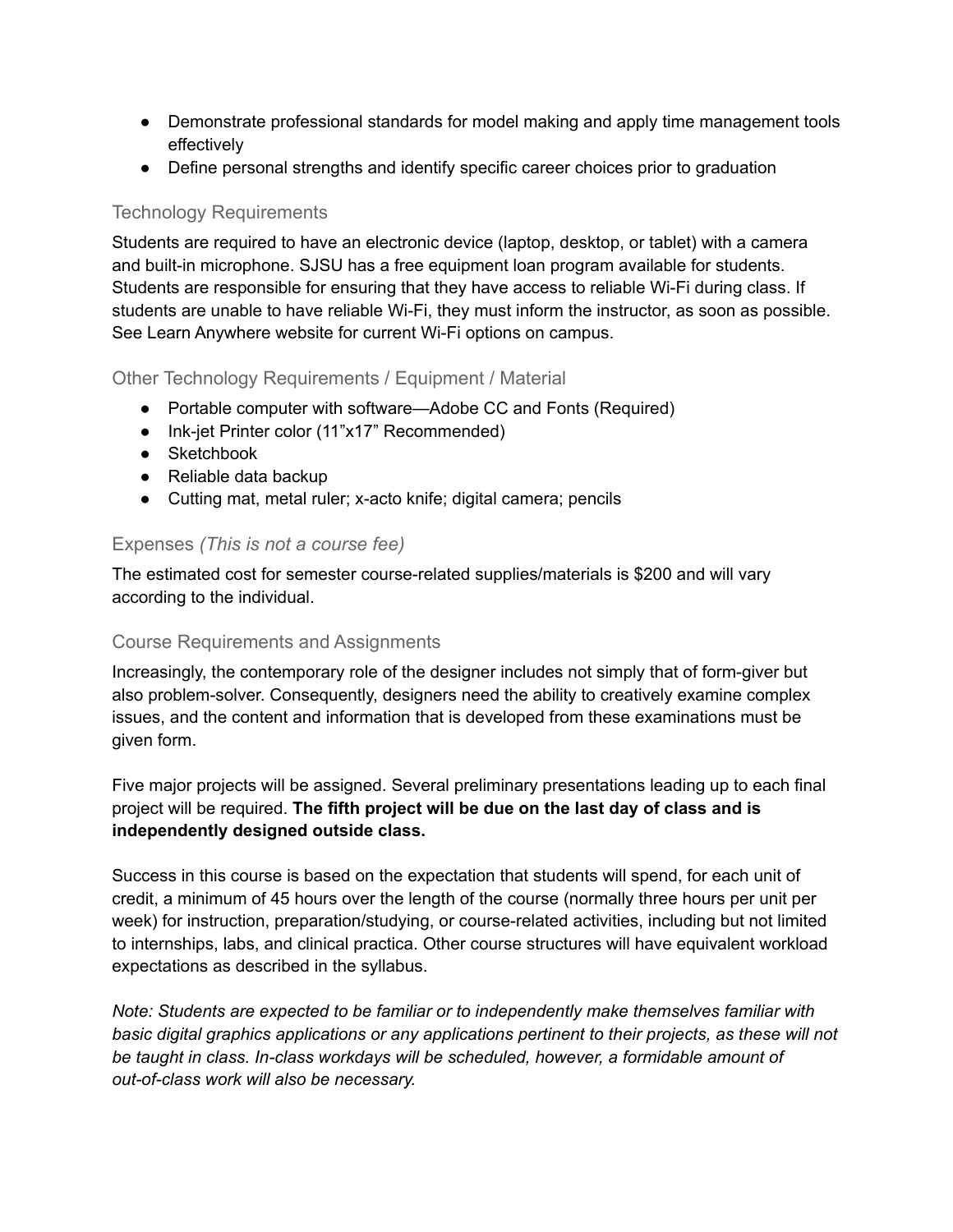- Demonstrate professional standards for model making and apply time management tools effectively
- Define personal strengths and identify specific career choices prior to graduation

### Technology Requirements

Students are required to have an electronic device (laptop, desktop, or tablet) with a camera and built-in microphone. SJSU has a free equipment loan program available for students. Students are responsible for ensuring that they have access to reliable Wi-Fi during class. If students are unable to have reliable Wi-Fi, they must inform the instructor, as soon as possible. See Learn Anywhere website for current Wi-Fi options on campus.

### Other Technology Requirements / Equipment / Material

- Portable computer with software—Adobe CC and Fonts (Required)
- Ink-jet Printer color (11"x17" Recommended)
- Sketchbook
- Reliable data backup
- Cutting mat, metal ruler; x-acto knife; digital camera; pencils

### Expenses *(This is not a course fee)*

The estimated cost for semester course-related supplies/materials is $200 and will vary according to the individual.

### Course Requirements and Assignments

Increasingly, the contemporary role of the designer includes not simply that of form-giver but also problem-solver. Consequently, designers need the ability to creatively examine complex issues, and the content and information that is developed from these examinations must be given form.

Five major projects will be assigned. Several preliminary presentations leading up to each final project will be required. **The fifth project will be due on the last day of class and is independently designed outside class.**

Success in this course is based on the expectation that students will spend, for each unit of credit, a minimum of 45 hours over the length of the course (normally three hours per unit per week) for instruction, preparation/studying, or course-related activities, including but not limited to internships, labs, and clinical practica. Other course structures will have equivalent workload expectations as described in the syllabus.

*Note: Students are expected to be familiar or to independently make themselves familiar with basic digital graphics applications or any applications pertinent to their projects, as these will not be taught in class. In-class workdays will be scheduled, however, a formidable amount of out-of-class work will also be necessary.*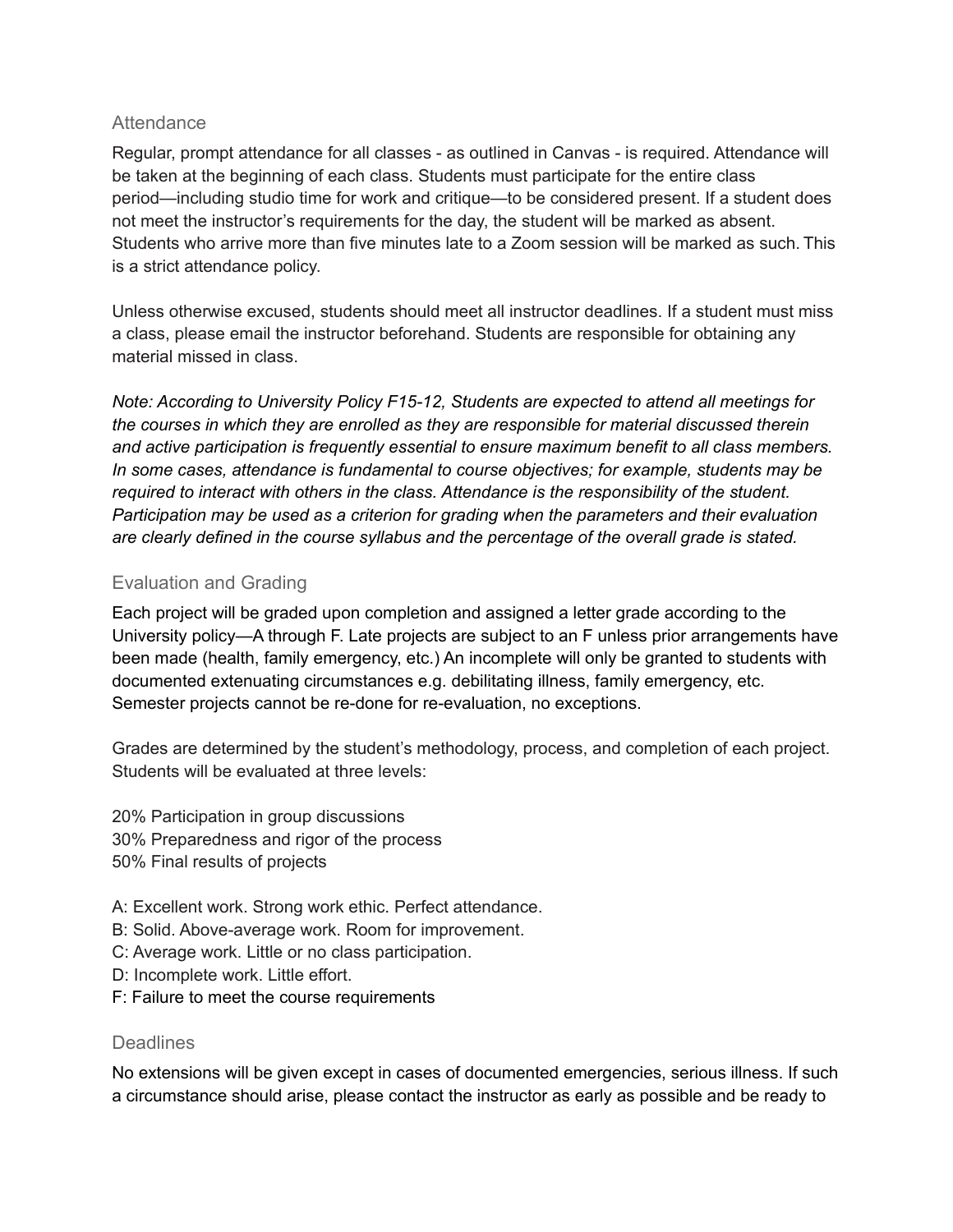## Attendance

Regular, prompt attendance for all classes - as outlined in Canvas - is required. Attendance will be taken at the beginning of each class. Students must participate for the entire class period—including studio time for work and critique—to be considered present. If a student does not meet the instructor's requirements for the day, the student will be marked as absent. Students who arrive more than five minutes late to a Zoom session will be marked as such. This is a strict attendance policy.

Unless otherwise excused, students should meet all instructor deadlines. If a student must miss a class, please email the instructor beforehand. Students are responsible for obtaining any material missed in class.

*Note: According to University Policy F15-12, Students are expected to attend all meetings for the courses in which they are enrolled as they are responsible for material discussed therein and active participation is frequently essential to ensure maximum benefit to all class members. In some cases, attendance is fundamental to course objectives; for example, students may be required to interact with others in the class. Attendance is the responsibility of the student. Participation may be used as a criterion for grading when the parameters and their evaluation are clearly defined in the course syllabus and the percentage of the overall grade is stated.*

## Evaluation and Grading

Each project will be graded upon completion and assigned a letter grade according to the University policy—A through F. Late projects are subject to an F unless prior arrangements have been made (health, family emergency, etc.) An incomplete will only be granted to students with documented extenuating circumstances e.g. debilitating illness, family emergency, etc. Semester projects cannot be re-done for re-evaluation, no exceptions.

Grades are determined by the student's methodology, process, and completion of each project. Students will be evaluated at three levels:

20% Participation in group discussions
30% Preparedness and rigor of the process
50% Final results of projects

A: Excellent work. Strong work ethic. Perfect attendance.
B: Solid. Above-average work. Room for improvement.
C: Average work. Little or no class participation.
D: Incomplete work. Little effort.
F: Failure to meet the course requirements

## Deadlines

No extensions will be given except in cases of documented emergencies, serious illness. If such a circumstance should arise, please contact the instructor as early as possible and be ready to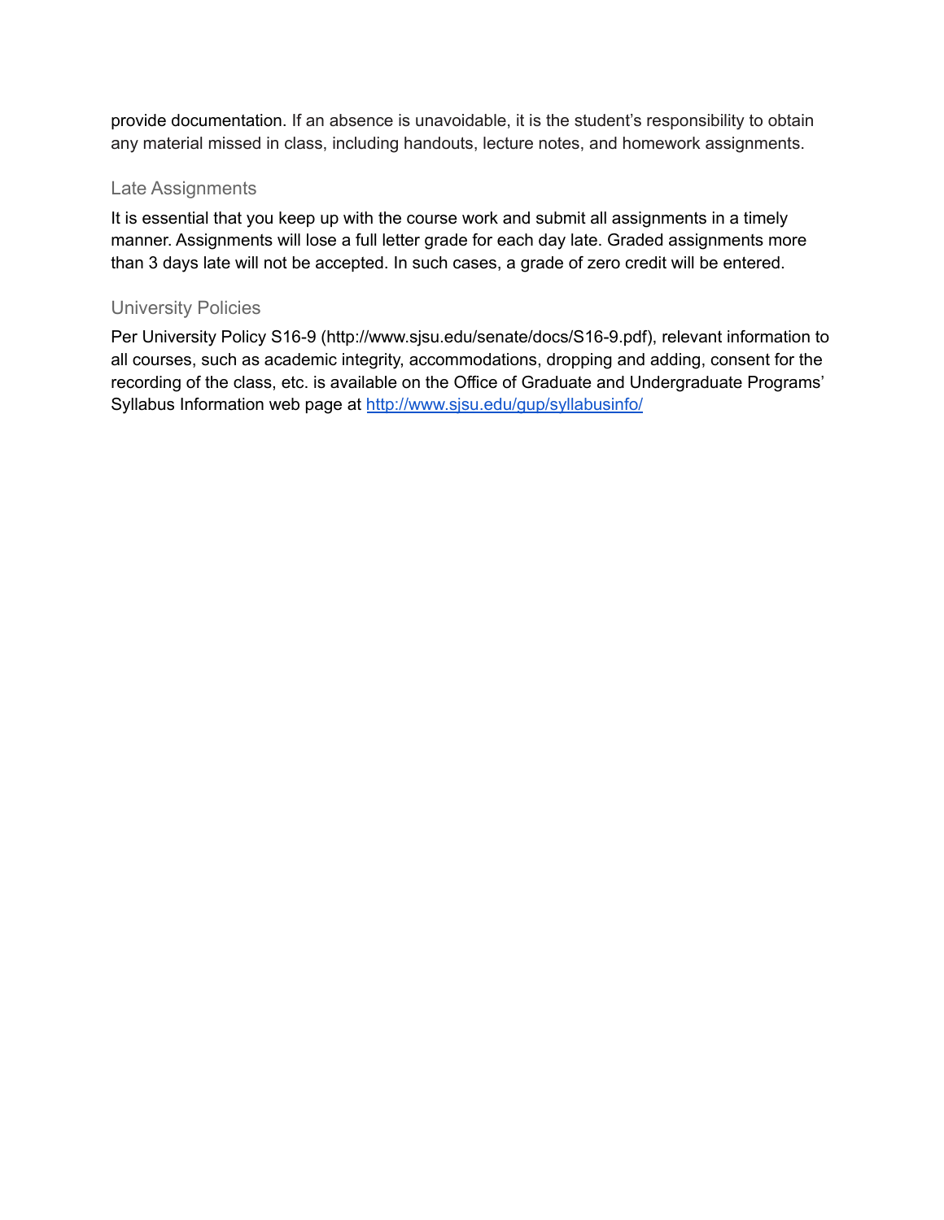provide documentation. If an absence is unavoidable, it is the student's responsibility to obtain any material missed in class, including handouts, lecture notes, and homework assignments.

## Late Assignments

It is essential that you keep up with the course work and submit all assignments in a timely manner. Assignments will lose a full letter grade for each day late. Graded assignments more than 3 days late will not be accepted. In such cases, a grade of zero credit will be entered.

## University Policies

Per University Policy S16-9 (http://www.sjsu.edu/senate/docs/S16-9.pdf), relevant information to all courses, such as academic integrity, accommodations, dropping and adding, consent for the recording of the class, etc. is available on the Office of Graduate and Undergraduate Programs' Syllabus Information web page at [http://www.sjsu.edu/gup/syllabusinfo/](http://www.sjsu.edu/gup/syllabusinfo/)